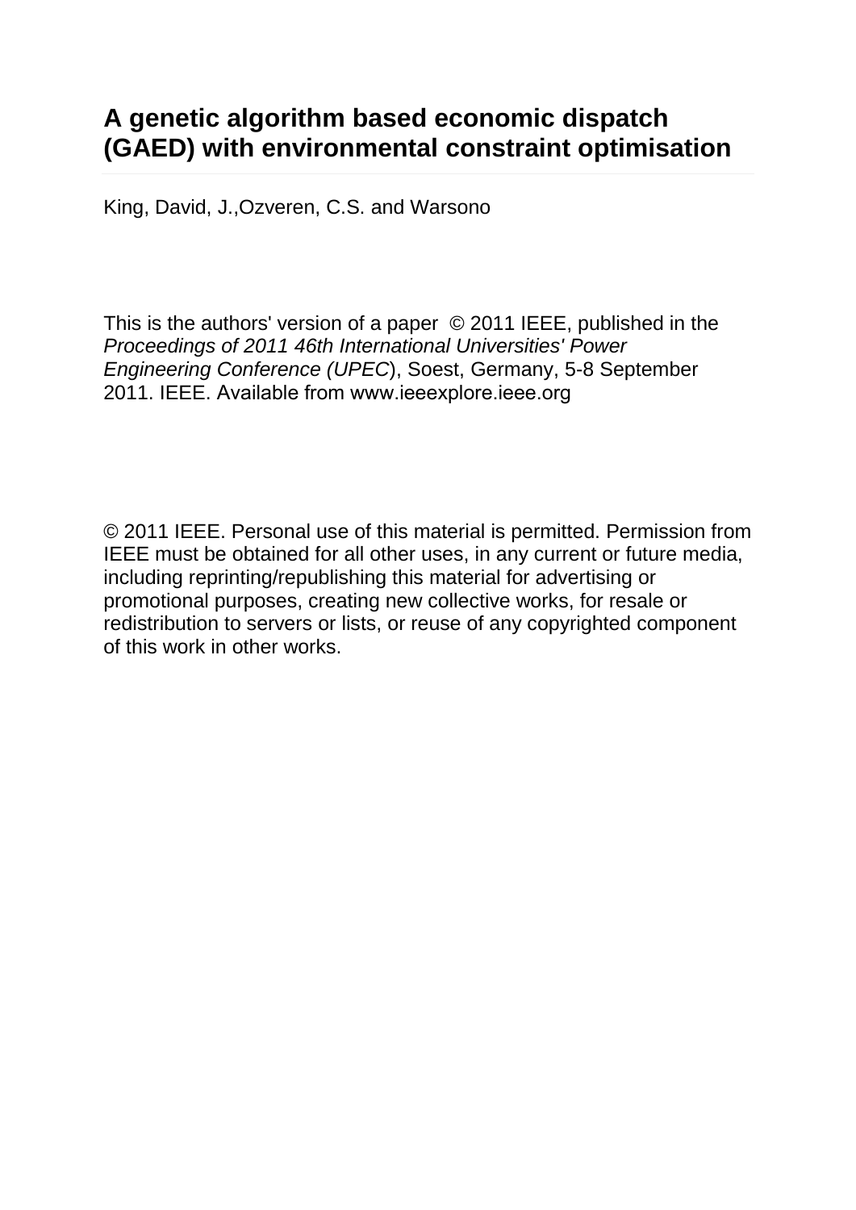# A genetic algorithm based economic dispatch (GAED) with environmental constraint optimisation

King, David, J.,Ozveren, C.S. and Warsono

This is the authors' version of a paper © 2011 IEEE, published in the *Proceedings of 2011 46th International Universities' Power Engineering Conference (UPEC)*, Soest, Germany, 5-8 September 2011. IEEE. Available from www.ieeexplore.ieee.org

© 2011 IEEE. Personal use of this material is permitted. Permission from IEEE must be obtained for all other uses, in any current or future media, including reprinting/republishing this material for advertising or promotional purposes, creating new collective works, for resale or redistribution to servers or lists, or reuse of any copyrighted component of this work in other works.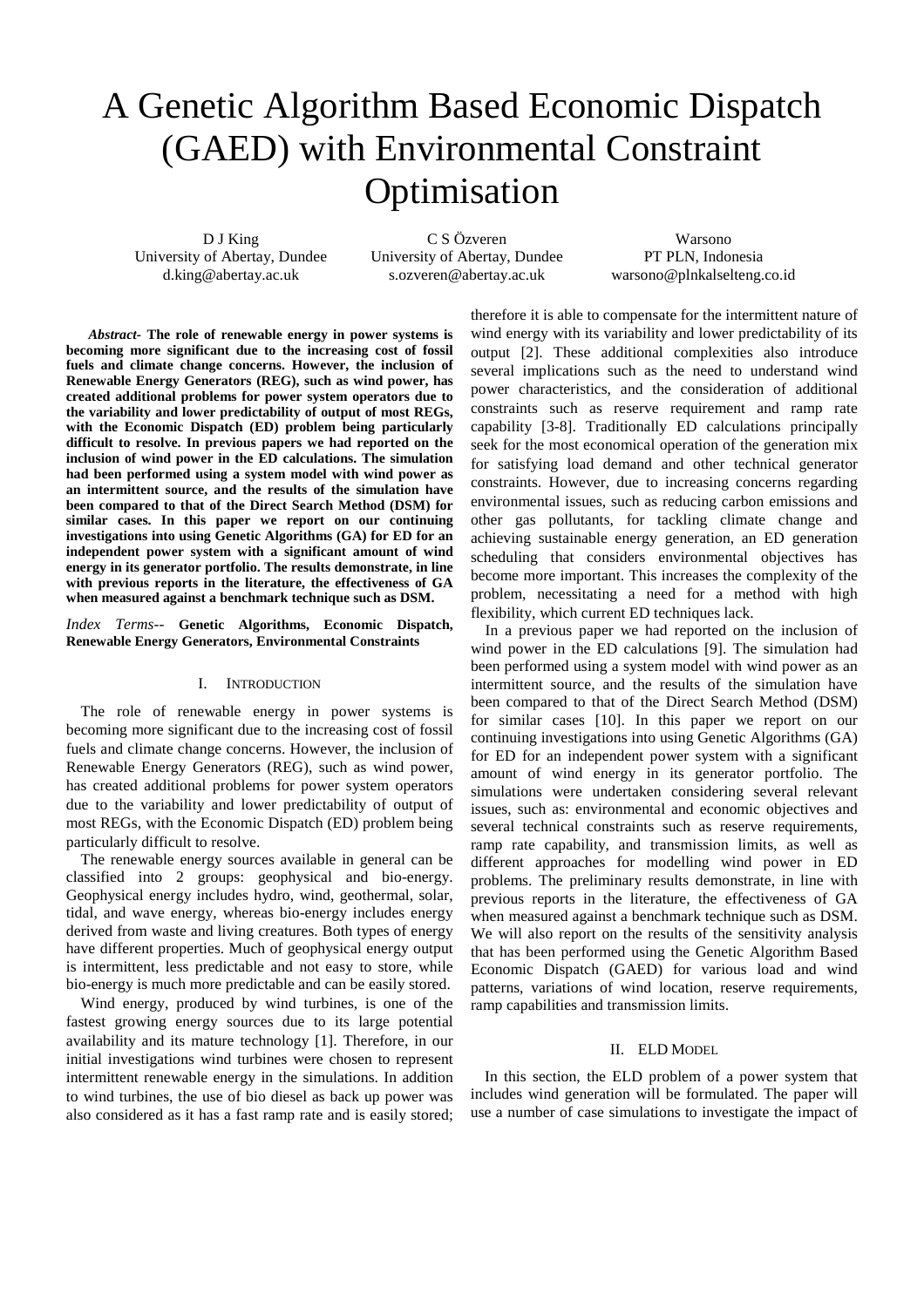# A Genetic Algorithm Based Economic Dispatch (GAED) with Environmental Constraint Optimisation

D J King
University of Abertay, Dundee
d.king@abertay.ac.uk

C S Özveren
University of Abertay, Dundee
s.ozveren@abertay.ac.uk

Warsono
PT PLN, Indonesia
warsono@plnkalselteng.co.id

***Abstract*- The role of renewable energy in power systems is becoming more significant due to the increasing cost of fossil fuels and climate change concerns. However, the inclusion of Renewable Energy Generators (REG), such as wind power, has created additional problems for power system operators due to the variability and lower predictability of output of most REGs, with the Economic Dispatch (ED) problem being particularly difficult to resolve. In previous papers we had reported on the inclusion of wind power in the ED calculations. The simulation had been performed using a system model with wind power as an intermittent source, and the results of the simulation have been compared to that of the Direct Search Method (DSM) for similar cases. In this paper we report on our continuing investigations into using Genetic Algorithms (GA) for ED for an independent power system with a significant amount of wind energy in its generator portfolio. The results demonstrate, in line with previous reports in the literature, the effectiveness of GA when measured against a benchmark technique such as DSM.**

*Index Terms*-- **Genetic Algorithms, Economic Dispatch, Renewable Energy Generators, Environmental Constraints**

## I. Introduction

The role of renewable energy in power systems is becoming more significant due to the increasing cost of fossil fuels and climate change concerns. However, the inclusion of Renewable Energy Generators (REG), such as wind power, has created additional problems for power system operators due to the variability and lower predictability of output of most REGs, with the Economic Dispatch (ED) problem being particularly difficult to resolve.

The renewable energy sources available in general can be classified into 2 groups: geophysical and bio-energy. Geophysical energy includes hydro, wind, geothermal, solar, tidal, and wave energy, whereas bio-energy includes energy derived from waste and living creatures. Both types of energy have different properties. Much of geophysical energy output is intermittent, less predictable and not easy to store, while bio-energy is much more predictable and can be easily stored.

Wind energy, produced by wind turbines, is one of the fastest growing energy sources due to its large potential availability and its mature technology [1]. Therefore, in our initial investigations wind turbines were chosen to represent intermittent renewable energy in the simulations. In addition to wind turbines, the use of bio diesel as back up power was also considered as it has a fast ramp rate and is easily stored; therefore it is able to compensate for the intermittent nature of wind energy with its variability and lower predictability of its output [2]. These additional complexities also introduce several implications such as the need to understand wind power characteristics, and the consideration of additional constraints such as reserve requirement and ramp rate capability [3-8]. Traditionally ED calculations principally seek for the most economical operation of the generation mix for satisfying load demand and other technical generator constraints. However, due to increasing concerns regarding environmental issues, such as reducing carbon emissions and other gas pollutants, for tackling climate change and achieving sustainable energy generation, an ED generation scheduling that considers environmental objectives has become more important. This increases the complexity of the problem, necessitating a need for a method with high flexibility, which current ED techniques lack.

In a previous paper we had reported on the inclusion of wind power in the ED calculations [9]. The simulation had been performed using a system model with wind power as an intermittent source, and the results of the simulation have been compared to that of the Direct Search Method (DSM) for similar cases [10]. In this paper we report on our continuing investigations into using Genetic Algorithms (GA) for ED for an independent power system with a significant amount of wind energy in its generator portfolio. The simulations were undertaken considering several relevant issues, such as: environmental and economic objectives and several technical constraints such as reserve requirements, ramp rate capability, and transmission limits, as well as different approaches for modelling wind power in ED problems. The preliminary results demonstrate, in line with previous reports in the literature, the effectiveness of GA when measured against a benchmark technique such as DSM. We will also report on the results of the sensitivity analysis that has been performed using the Genetic Algorithm Based Economic Dispatch (GAED) for various load and wind patterns, variations of wind location, reserve requirements, ramp capabilities and transmission limits.

## II. ELD Model

In this section, the ELD problem of a power system that includes wind generation will be formulated. The paper will use a number of case simulations to investigate the impact of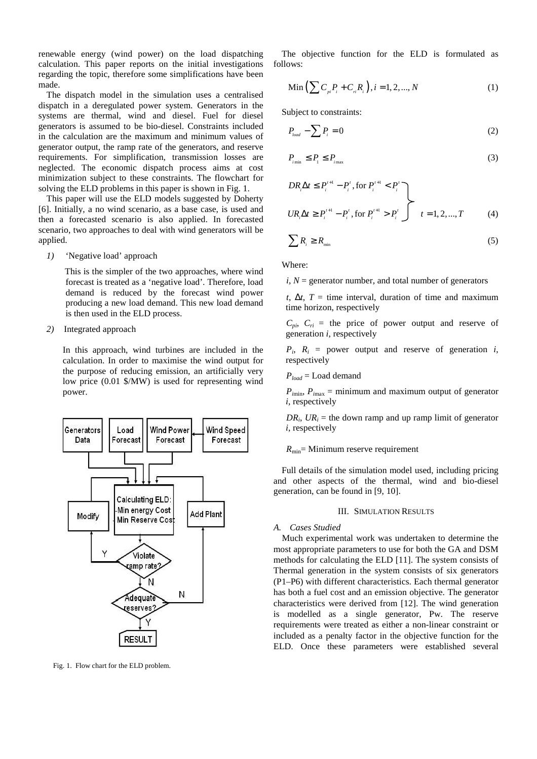renewable energy (wind power) on the load dispatching calculation. This paper reports on the initial investigations regarding the topic, therefore some simplifications have been made.

The dispatch model in the simulation uses a centralised dispatch in a deregulated power system. Generators in the systems are thermal, wind and diesel. Fuel for diesel generators is assumed to be bio-diesel. Constraints included in the calculation are the maximum and minimum values of generator output, the ramp rate of the generators, and reserve requirements. For simplification, transmission losses are neglected. The economic dispatch process aims at cost minimization subject to these constraints. The flowchart for solving the ELD problems in this paper is shown in Fig. 1.

This paper will use the ELD models suggested by Doherty [6]. Initially, a no wind scenario, as a base case, is used and then a forecasted scenario is also applied. In forecasted scenario, two approaches to deal with wind generators will be applied.

*1)* 'Negative load' approach

This is the simpler of the two approaches, where wind forecast is treated as a 'negative load'. Therefore, load demand is reduced by the forecast wind power producing a new load demand. This new load demand is then used in the ELD process.

*2)* Integrated approach

In this approach, wind turbines are included in the calculation. In order to maximise the wind output for the purpose of reducing emission, an artificially very low price (0.01 \$/MW) is used for representing wind power.

Fig. 1. Flow chart for the ELD problem.

The objective function for the ELD is formulated as follows:

$$\text{Min}\left(\sum C_{pi}P_i + C_{ri}R_i\right), i = 1, 2, ..., N \quad (1)$$

Subject to constraints:

$$P_{load} - \sum P_i = 0 \quad (2)$$

$$P_{i\min} \leq P_1 \leq P_{i\max} \quad (3)$$

$$\left.\begin{array}{l} DR_i\Delta t \leq P_i^{t+1} - P_i^t, \text{for } P_i^{t+1} < P_i^t \\ UR_i\Delta t \geq P_i^{t+1} - P_i^t, \text{for } P_i^{t+1} > P_i^t \end{array}\right\} \quad t = 1, 2, ..., T \quad (4)$$

$$\sum R_i \geq R_{\min} \quad (5)$$

Where:

$i$, $N$ = generator number, and total number of generators

$t$, $\Delta t$, $T$ = time interval, duration of time and maximum time horizon, respectively

$C_{pi}$, $C_{ri}$ = the price of power output and reserve of generation $i$, respectively

$P_i$, $R_i$ = power output and reserve of generation $i$, respectively

$P_{load}$ = Load demand

$P_{i\min}$, $P_{i\max}$ = minimum and maximum output of generator $i$, respectively

$DR_i$, $UR_i$ = the down ramp and up ramp limit of generator $i$, respectively

$R_{\min}$= Minimum reserve requirement

Full details of the simulation model used, including pricing and other aspects of the thermal, wind and bio-diesel generation, can be found in [9, 10].

## III. Simulation Results

### *A. Cases Studied*

Much experimental work was undertaken to determine the most appropriate parameters to use for both the GA and DSM methods for calculating the ELD [11]. The system consists of Thermal generation in the system consists of six generators (P1–P6) with different characteristics. Each thermal generator has both a fuel cost and an emission objective. The generator characteristics were derived from [12]. The wind generation is modelled as a single generator, Pw. The reserve requirements were treated as either a non-linear constraint or included as a penalty factor in the objective function for the ELD. Once these parameters were established several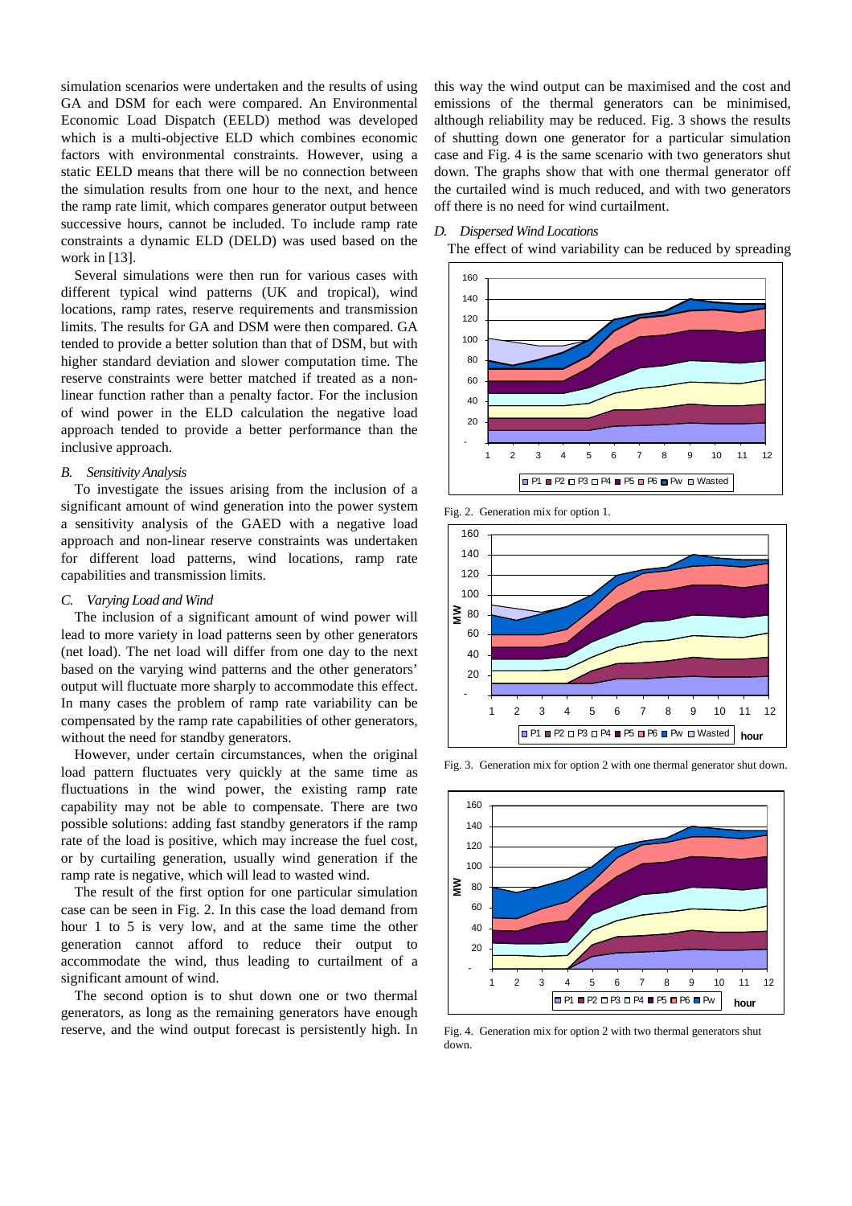simulation scenarios were undertaken and the results of using GA and DSM for each were compared. An Environmental Economic Load Dispatch (EELD) method was developed which is a multi-objective ELD which combines economic factors with environmental constraints. However, using a static EELD means that there will be no connection between the simulation results from one hour to the next, and hence the ramp rate limit, which compares generator output between successive hours, cannot be included. To include ramp rate constraints a dynamic ELD (DELD) was used based on the work in [13].

Several simulations were then run for various cases with different typical wind patterns (UK and tropical), wind locations, ramp rates, reserve requirements and transmission limits. The results for GA and DSM were then compared. GA tended to provide a better solution than that of DSM, but with higher standard deviation and slower computation time. The reserve constraints were better matched if treated as a non-linear function rather than a penalty factor. For the inclusion of wind power in the ELD calculation the negative load approach tended to provide a better performance than the inclusive approach.

### *B. Sensitivity Analysis*

To investigate the issues arising from the inclusion of a significant amount of wind generation into the power system a sensitivity analysis of the GAED with a negative load approach and non-linear reserve constraints was undertaken for different load patterns, wind locations, ramp rate capabilities and transmission limits.

### *C. Varying Load and Wind*

The inclusion of a significant amount of wind power will lead to more variety in load patterns seen by other generators (net load). The net load will differ from one day to the next based on the varying wind patterns and the other generators' output will fluctuate more sharply to accommodate this effect. In many cases the problem of ramp rate variability can be compensated by the ramp rate capabilities of other generators, without the need for standby generators.

However, under certain circumstances, when the original load pattern fluctuates very quickly at the same time as fluctuations in the wind power, the existing ramp rate capability may not be able to compensate. There are two possible solutions: adding fast standby generators if the ramp rate of the load is positive, which may increase the fuel cost, or by curtailing generation, usually wind generation if the ramp rate is negative, which will lead to wasted wind.

The result of the first option for one particular simulation case can be seen in Fig. 2. In this case the load demand from hour 1 to 5 is very low, and at the same time the other generation cannot afford to reduce their output to accommodate the wind, thus leading to curtailment of a significant amount of wind.

The second option is to shut down one or two thermal generators, as long as the remaining generators have enough reserve, and the wind output forecast is persistently high. In this way the wind output can be maximised and the cost and emissions of the thermal generators can be minimised, although reliability may be reduced. Fig. 3 shows the results of shutting down one generator for a particular simulation case and Fig. 4 is the same scenario with two generators shut down. The graphs show that with one thermal generator off the curtailed wind is much reduced, and with two generators off there is no need for wind curtailment.

### *D. Dispersed Wind Locations*

The effect of wind variability can be reduced by spreading

Fig. 2. Generation mix for option 1.

Fig. 3. Generation mix for option 2 with one thermal generator shut down.

Fig. 4. Generation mix for option 2 with two thermal generators shut down.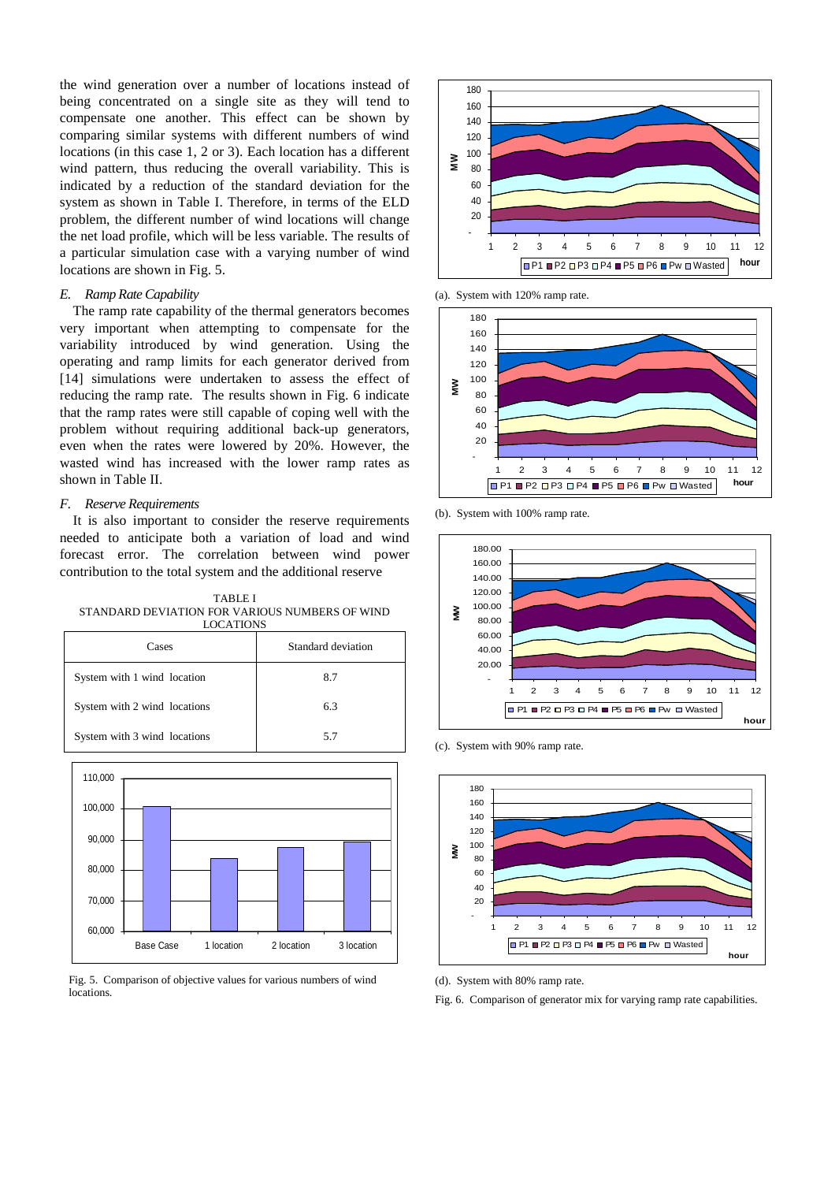the wind generation over a number of locations instead of being concentrated on a single site as they will tend to compensate one another. This effect can be shown by comparing similar systems with different numbers of wind locations (in this case 1, 2 or 3). Each location has a different wind pattern, thus reducing the overall variability. This is indicated by a reduction of the standard deviation for the system as shown in Table I. Therefore, in terms of the ELD problem, the different number of wind locations will change the net load profile, which will be less variable. The results of a particular simulation case with a varying number of wind locations are shown in Fig. 5.

### *E. Ramp Rate Capability*

The ramp rate capability of the thermal generators becomes very important when attempting to compensate for the variability introduced by wind generation. Using the operating and ramp limits for each generator derived from [14] simulations were undertaken to assess the effect of reducing the ramp rate. The results shown in Fig. 6 indicate that the ramp rates were still capable of coping well with the problem without requiring additional back-up generators, even when the rates were lowered by 20%. However, the wasted wind has increased with the lower ramp rates as shown in Table II.

### *F. Reserve Requirements*

It is also important to consider the reserve requirements needed to anticipate both a variation of load and wind forecast error. The correlation between wind power contribution to the total system and the additional reserve

TABLE I
STANDARD DEVIATION FOR VARIOUS NUMBERS OF WIND LOCATIONS

| Cases | Standard deviation |
|---|---|
| System with 1 wind location | 8.7 |
| System with 2 wind locations | 6.3 |
| System with 3 wind locations | 5.7 |

Fig. 5. Comparison of objective values for various numbers of wind locations.

(a). System with 120% ramp rate.

(b). System with 100% ramp rate.

(c). System with 90% ramp rate.

(d). System with 80% ramp rate.

Fig. 6. Comparison of generator mix for varying ramp rate capabilities.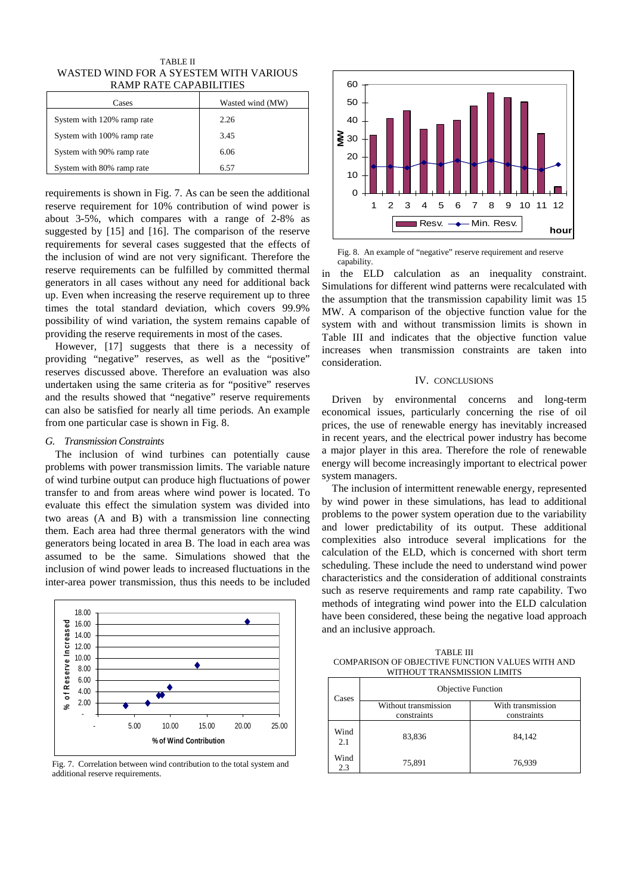TABLE II
WASTED WIND FOR A SYESTEM WITH VARIOUS RAMP RATE CAPABILITIES

| Cases | Wasted wind (MW) |
|---|---|
| System with 120% ramp rate | 2.26 |
| System with 100% ramp rate | 3.45 |
| System with 90% ramp rate | 6.06 |
| System with 80% ramp rate | 6.57 |

requirements is shown in Fig. 7. As can be seen the additional reserve requirement for 10% contribution of wind power is about 3-5%, which compares with a range of 2-8% as suggested by [15] and [16]. The comparison of the reserve requirements for several cases suggested that the effects of the inclusion of wind are not very significant. Therefore the reserve requirements can be fulfilled by committed thermal generators in all cases without any need for additional back up. Even when increasing the reserve requirement up to three times the total standard deviation, which covers 99.9% possibility of wind variation, the system remains capable of providing the reserve requirements in most of the cases.

However, [17] suggests that there is a necessity of providing "negative" reserves, as well as the "positive" reserves discussed above. Therefore an evaluation was also undertaken using the same criteria as for "positive" reserves and the results showed that "negative" reserve requirements can also be satisfied for nearly all time periods. An example from one particular case is shown in Fig. 8.

### G. Transmission Constraints

The inclusion of wind turbines can potentially cause problems with power transmission limits. The variable nature of wind turbine output can produce high fluctuations of power transfer to and from areas where wind power is located. To evaluate this effect the simulation system was divided into two areas (A and B) with a transmission line connecting them. Each area had three thermal generators with the wind generators being located in area B. The load in each area was assumed to be the same. Simulations showed that the inclusion of wind power leads to increased fluctuations in the inter-area power transmission, thus this needs to be included

Fig. 7. Correlation between wind contribution to the total system and additional reserve requirements.

Fig. 8. An example of "negative" reserve requirement and reserve capability.

in the ELD calculation as an inequality constraint. Simulations for different wind patterns were recalculated with the assumption that the transmission capability limit was 15 MW. A comparison of the objective function value for the system with and without transmission limits is shown in Table III and indicates that the objective function value increases when transmission constraints are taken into consideration.

## IV. CONCLUSIONS

Driven by environmental concerns and long-term economical issues, particularly concerning the rise of oil prices, the use of renewable energy has inevitably increased in recent years, and the electrical power industry has become a major player in this area. Therefore the role of renewable energy will become increasingly important to electrical power system managers.

The inclusion of intermittent renewable energy, represented by wind power in these simulations, has lead to additional problems to the power system operation due to the variability and lower predictability of its output. These additional complexities also introduce several implications for the calculation of the ELD, which is concerned with short term scheduling. These include the need to understand wind power characteristics and the consideration of additional constraints such as reserve requirements and ramp rate capability. Two methods of integrating wind power into the ELD calculation have been considered, these being the negative load approach and an inclusive approach.

TABLE III
COMPARISON OF OBJECTIVE FUNCTION VALUES WITH AND WITHOUT TRANSMISSION LIMITS

| Cases | Objective Function | |
|---|---|---|
| | Without transmission constraints | With transmission constraints |
| Wind 2.1 | 83,836 | 84,142 |
| Wind 2.3 | 75,891 | 76,939 |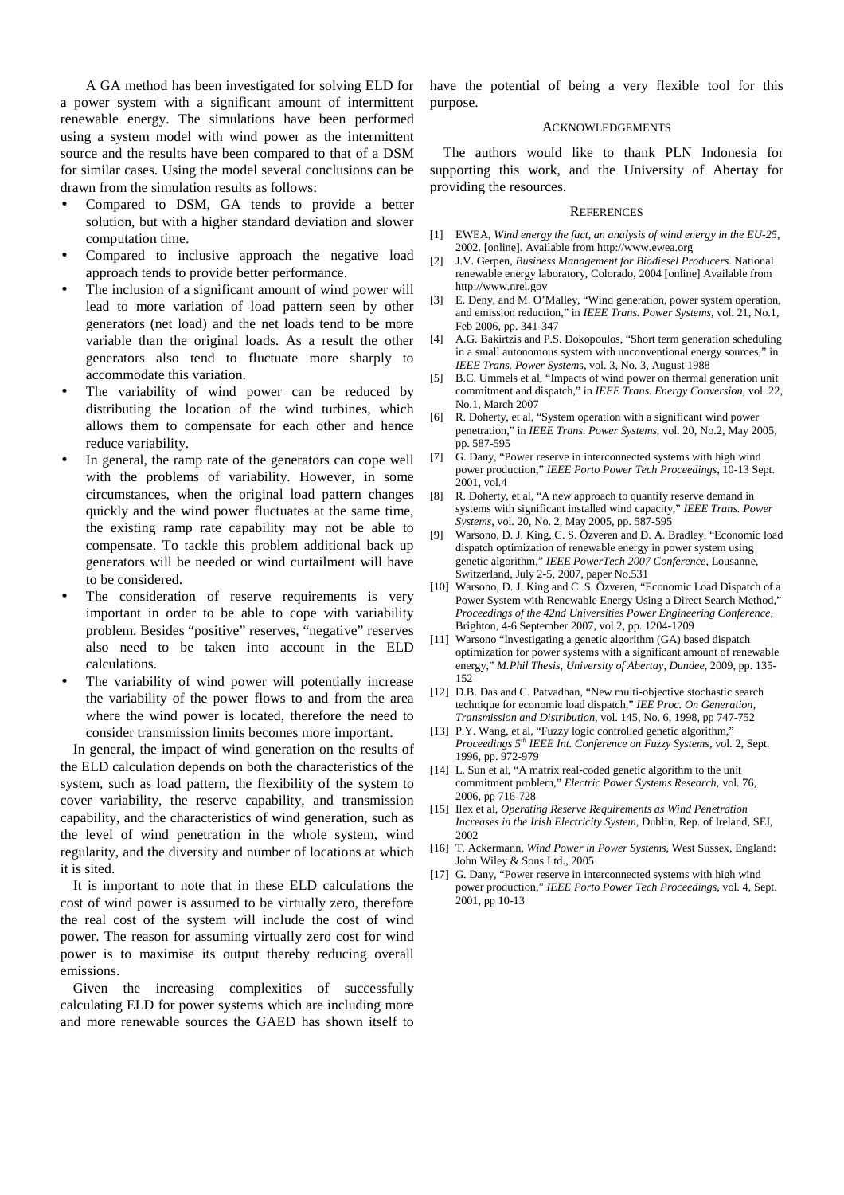A GA method has been investigated for solving ELD for a power system with a significant amount of intermittent renewable energy. The simulations have been performed using a system model with wind power as the intermittent source and the results have been compared to that of a DSM for similar cases. Using the model several conclusions can be drawn from the simulation results as follows:

- Compared to DSM, GA tends to provide a better solution, but with a higher standard deviation and slower computation time.
- Compared to inclusive approach the negative load approach tends to provide better performance.
- The inclusion of a significant amount of wind power will lead to more variation of load pattern seen by other generators (net load) and the net loads tend to be more variable than the original loads. As a result the other generators also tend to fluctuate more sharply to accommodate this variation.
- The variability of wind power can be reduced by distributing the location of the wind turbines, which allows them to compensate for each other and hence reduce variability.
- In general, the ramp rate of the generators can cope well with the problems of variability. However, in some circumstances, when the original load pattern changes quickly and the wind power fluctuates at the same time, the existing ramp rate capability may not be able to compensate. To tackle this problem additional back up generators will be needed or wind curtailment will have to be considered.
- The consideration of reserve requirements is very important in order to be able to cope with variability problem. Besides "positive" reserves, "negative" reserves also need to be taken into account in the ELD calculations.
- The variability of wind power will potentially increase the variability of the power flows to and from the area where the wind power is located, therefore the need to consider transmission limits becomes more important.

In general, the impact of wind generation on the results of the ELD calculation depends on both the characteristics of the system, such as load pattern, the flexibility of the system to cover variability, the reserve capability, and transmission capability, and the characteristics of wind generation, such as the level of wind penetration in the whole system, wind regularity, and the diversity and number of locations at which it is sited.

It is important to note that in these ELD calculations the cost of wind power is assumed to be virtually zero, therefore the real cost of the system will include the cost of wind power. The reason for assuming virtually zero cost for wind power is to maximise its output thereby reducing overall emissions.

Given the increasing complexities of successfully calculating ELD for power systems which are including more and more renewable sources the GAED has shown itself to have the potential of being a very flexible tool for this purpose.

## Acknowledgements

The authors would like to thank PLN Indonesia for supporting this work, and the University of Abertay for providing the resources.

## References

[1] EWEA, *Wind energy the fact, an analysis of wind energy in the EU-25*, 2002. [online]. Available from http://www.ewea.org

[2] J.V. Gerpen, *Business Management for Biodiesel Producers*. National renewable energy laboratory, Colorado, 2004 [online] Available from http://www.nrel.gov

[3] E. Deny, and M. O'Malley, "Wind generation, power system operation, and emission reduction," in *IEEE Trans. Power Systems*, vol. 21, No.1, Feb 2006, pp. 341-347

[4] A.G. Bakirtzis and P.S. Dokopoulos, "Short term generation scheduling in a small autonomous system with unconventional energy sources," in *IEEE Trans. Power Systems*, vol. 3, No. 3, August 1988

[5] B.C. Ummels et al, "Impacts of wind power on thermal generation unit commitment and dispatch," in *IEEE Trans. Energy Conversion*, vol. 22, No.1, March 2007

[6] R. Doherty, et al, "System operation with a significant wind power penetration," in *IEEE Trans. Power Systems*, vol. 20, No.2, May 2005, pp. 587-595

[7] G. Dany, "Power reserve in interconnected systems with high wind power production," *IEEE Porto Power Tech Proceedings*, 10-13 Sept. 2001, vol.4

[8] R. Doherty, et al, "A new approach to quantify reserve demand in systems with significant installed wind capacity," *IEEE Trans. Power Systems*, vol. 20, No. 2, May 2005, pp. 587-595

[9] Warsono, D. J. King, C. S. Özveren and D. A. Bradley, "Economic load dispatch optimization of renewable energy in power system using genetic algorithm," *IEEE PowerTech 2007 Conference*, Lousanne, Switzerland, July 2-5, 2007, paper No.531

[10] Warsono, D. J. King and C. S. Özveren, "Economic Load Dispatch of a Power System with Renewable Energy Using a Direct Search Method," *Proceedings of the 42nd Universities Power Engineering Conference*, Brighton, 4-6 September 2007, vol.2, pp. 1204-1209

[11] Warsono "Investigating a genetic algorithm (GA) based dispatch optimization for power systems with a significant amount of renewable energy," *M.Phil Thesis, University of Abertay, Dundee*, 2009, pp. 135-152

[12] D.B. Das and C. Patvadhan, "New multi-objective stochastic search technique for economic load dispatch," *IEE Proc. On Generation, Transmission and Distribution*, vol. 145, No. 6, 1998, pp 747-752

[13] P.Y. Wang, et al, "Fuzzy logic controlled genetic algorithm," *Proceedings 5th IEEE Int. Conference on Fuzzy Systems*, vol. 2, Sept. 1996, pp. 972-979

[14] L. Sun et al, "A matrix real-coded genetic algorithm to the unit commitment problem," *Electric Power Systems Research*, vol. 76, 2006, pp 716-728

[15] Ilex et al, *Operating Reserve Requirements as Wind Penetration Increases in the Irish Electricity System*, Dublin, Rep. of Ireland, SEI, 2002

[16] T. Ackermann, *Wind Power in Power Systems*, West Sussex, England: John Wiley & Sons Ltd., 2005

[17] G. Dany, "Power reserve in interconnected systems with high wind power production," *IEEE Porto Power Tech Proceedings*, vol. 4, Sept. 2001, pp 10-13